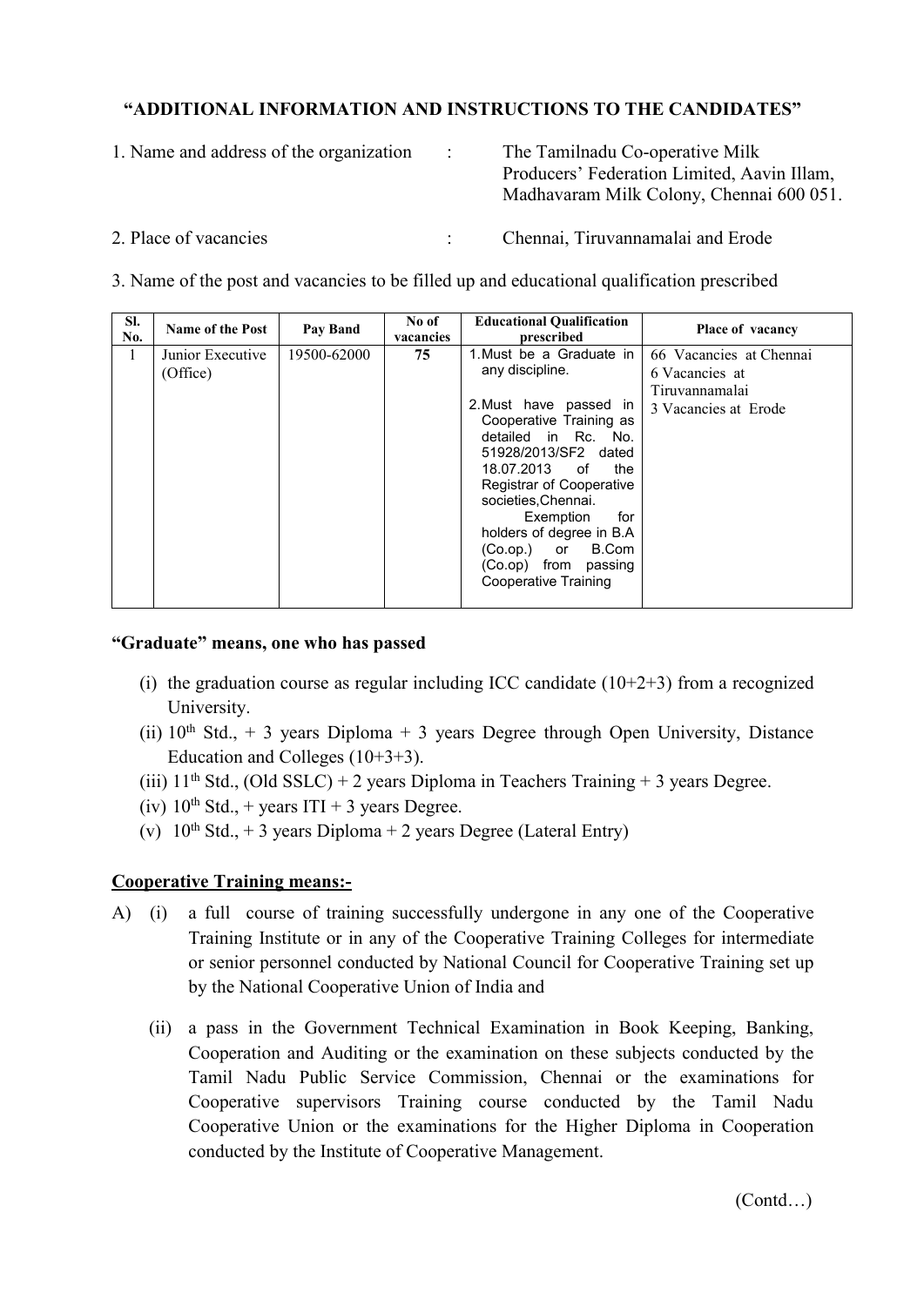## "ADDITIONAL INFORMATION AND INSTRUCTIONS TO THE CANDIDATES"

1. Name and address of the organization : The Tamilnadu Co-operative Milk Producers' Federation Limited, Aavin Illam, Madhavaram Milk Colony, Chennai 600 051.

2. Place of vacancies : Chennai, Tiruvannamalai and Erode

3. Name of the post and vacancies to be filled up and educational qualification prescribed

| Sl. No. | Name of the Post | Pay Band | No of vacancies | Educational Qualification prescribed | Place of vacancy |
|---|---|---|---|---|---|
| 1 | Junior Executive (Office) | 19500-62000 | **75** | 1. Must be a Graduate in any discipline.<br><br>2. Must have passed in Cooperative Training as detailed in Rc. No. 51928/2013/SF2 dated 18.07.2013 of the Registrar of Cooperative societies, Chennai.<br>Exemption for holders of degree in B.A (Co.op.) or B.Com (Co.op) from passing Cooperative Training | 66 Vacancies at Chennai<br>6 Vacancies at Tiruvannamalai<br>3 Vacancies at Erode |

**"Graduate" means, one who has passed**

(i) the graduation course as regular including ICC candidate (10+2+3) from a recognized University.

(ii) 10th Std., + 3 years Diploma + 3 years Degree through Open University, Distance Education and Colleges (10+3+3).

(iii) 11th Std., (Old SSLC) + 2 years Diploma in Teachers Training + 3 years Degree.

(iv) 10th Std., + years ITI + 3 years Degree.

(v) 10th Std., + 3 years Diploma + 2 years Degree (Lateral Entry)

**Cooperative Training means:-**

A) (i) a full course of training successfully undergone in any one of the Cooperative Training Institute or in any of the Cooperative Training Colleges for intermediate or senior personnel conducted by National Council for Cooperative Training set up by the National Cooperative Union of India and

(ii) a pass in the Government Technical Examination in Book Keeping, Banking, Cooperation and Auditing or the examination on these subjects conducted by the Tamil Nadu Public Service Commission, Chennai or the examinations for Cooperative supervisors Training course conducted by the Tamil Nadu Cooperative Union or the examinations for the Higher Diploma in Cooperation conducted by the Institute of Cooperative Management.

(Contd…)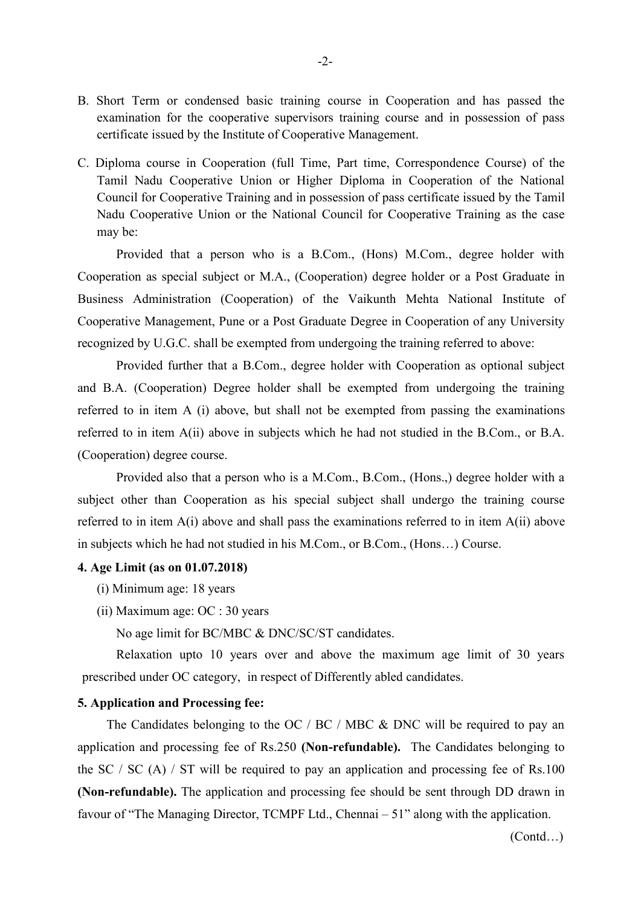B. Short Term or condensed basic training course in Cooperation and has passed the examination for the cooperative supervisors training course and in possession of pass certificate issued by the Institute of Cooperative Management.

C. Diploma course in Cooperation (full Time, Part time, Correspondence Course) of the Tamil Nadu Cooperative Union or Higher Diploma in Cooperation of the National Council for Cooperative Training and in possession of pass certificate issued by the Tamil Nadu Cooperative Union or the National Council for Cooperative Training as the case may be:

Provided that a person who is a B.Com., (Hons) M.Com., degree holder with Cooperation as special subject or M.A., (Cooperation) degree holder or a Post Graduate in Business Administration (Cooperation) of the Vaikunth Mehta National Institute of Cooperative Management, Pune or a Post Graduate Degree in Cooperation of any University recognized by U.G.C. shall be exempted from undergoing the training referred to above:

Provided further that a B.Com., degree holder with Cooperation as optional subject and B.A. (Cooperation) Degree holder shall be exempted from undergoing the training referred to in item A (i) above, but shall not be exempted from passing the examinations referred to in item A(ii) above in subjects which he had not studied in the B.Com., or B.A. (Cooperation) degree course.

Provided also that a person who is a M.Com., B.Com., (Hons.,) degree holder with a subject other than Cooperation as his special subject shall undergo the training course referred to in item A(i) above and shall pass the examinations referred to in item A(ii) above in subjects which he had not studied in his M.Com., or B.Com., (Hons…) Course.

**4. Age Limit (as on 01.07.2018)**

(i) Minimum age: 18 years

(ii) Maximum age: OC : 30 years

No age limit for BC/MBC & DNC/SC/ST candidates.

Relaxation upto 10 years over and above the maximum age limit of 30 years prescribed under OC category, in respect of Differently abled candidates.

**5. Application and Processing fee:**

The Candidates belonging to the OC / BC / MBC & DNC will be required to pay an application and processing fee of Rs.250 **(Non-refundable).** The Candidates belonging to the SC / SC (A) / ST will be required to pay an application and processing fee of Rs.100 **(Non-refundable).** The application and processing fee should be sent through DD drawn in favour of "The Managing Director, TCMPF Ltd., Chennai – 51" along with the application.

(Contd…)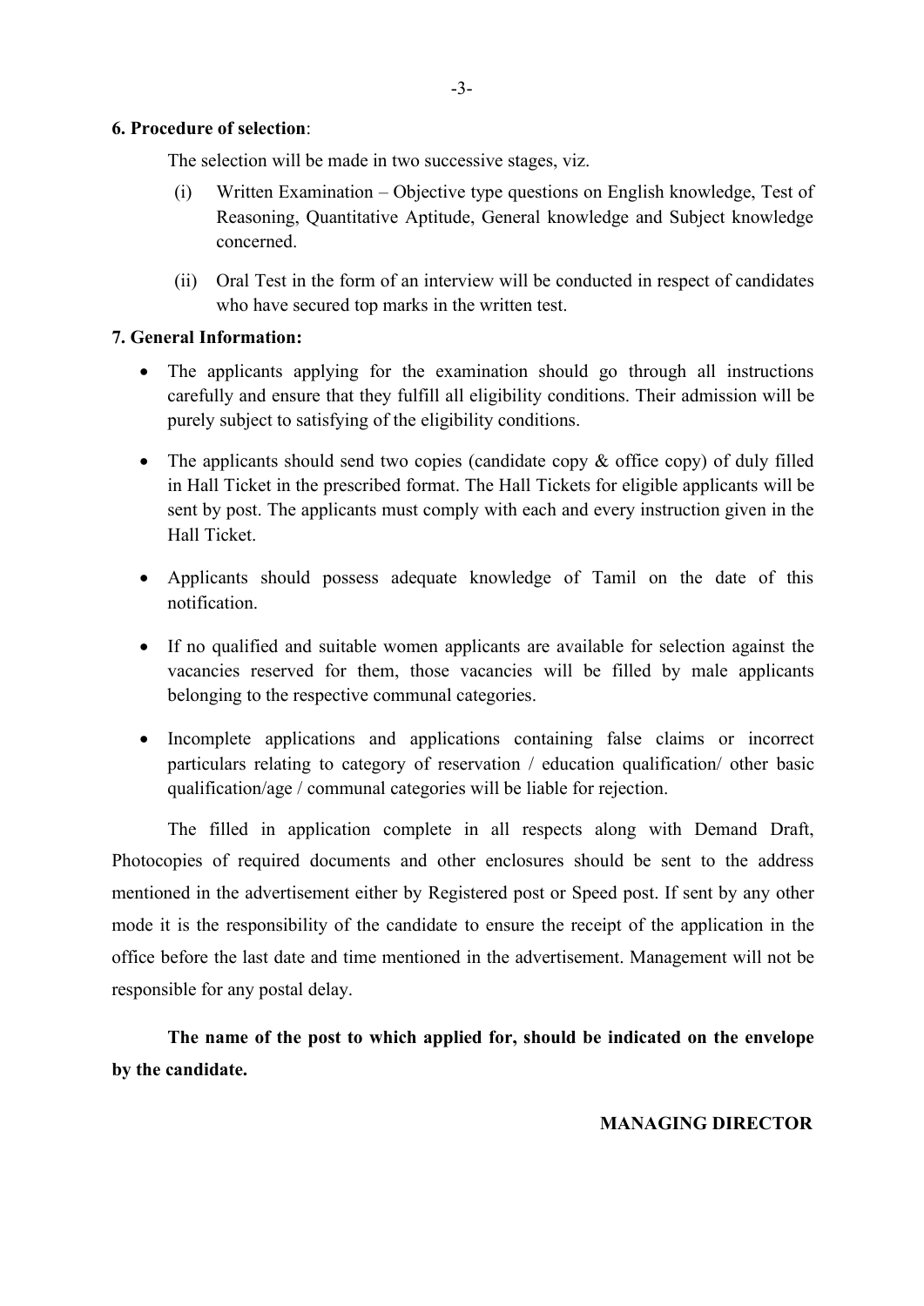**6. Procedure of selection**:

The selection will be made in two successive stages, viz.

(i) Written Examination – Objective type questions on English knowledge, Test of Reasoning, Quantitative Aptitude, General knowledge and Subject knowledge concerned.

(ii) Oral Test in the form of an interview will be conducted in respect of candidates who have secured top marks in the written test.

**7. General Information:**

- The applicants applying for the examination should go through all instructions carefully and ensure that they fulfill all eligibility conditions. Their admission will be purely subject to satisfying of the eligibility conditions.
- The applicants should send two copies (candidate copy & office copy) of duly filled in Hall Ticket in the prescribed format. The Hall Tickets for eligible applicants will be sent by post. The applicants must comply with each and every instruction given in the Hall Ticket.
- Applicants should possess adequate knowledge of Tamil on the date of this notification.
- If no qualified and suitable women applicants are available for selection against the vacancies reserved for them, those vacancies will be filled by male applicants belonging to the respective communal categories.
- Incomplete applications and applications containing false claims or incorrect particulars relating to category of reservation / education qualification/ other basic qualification/age / communal categories will be liable for rejection.

The filled in application complete in all respects along with Demand Draft, Photocopies of required documents and other enclosures should be sent to the address mentioned in the advertisement either by Registered post or Speed post. If sent by any other mode it is the responsibility of the candidate to ensure the receipt of the application in the office before the last date and time mentioned in the advertisement. Management will not be responsible for any postal delay.

**The name of the post to which applied for, should be indicated on the envelope by the candidate.**

**MANAGING DIRECTOR**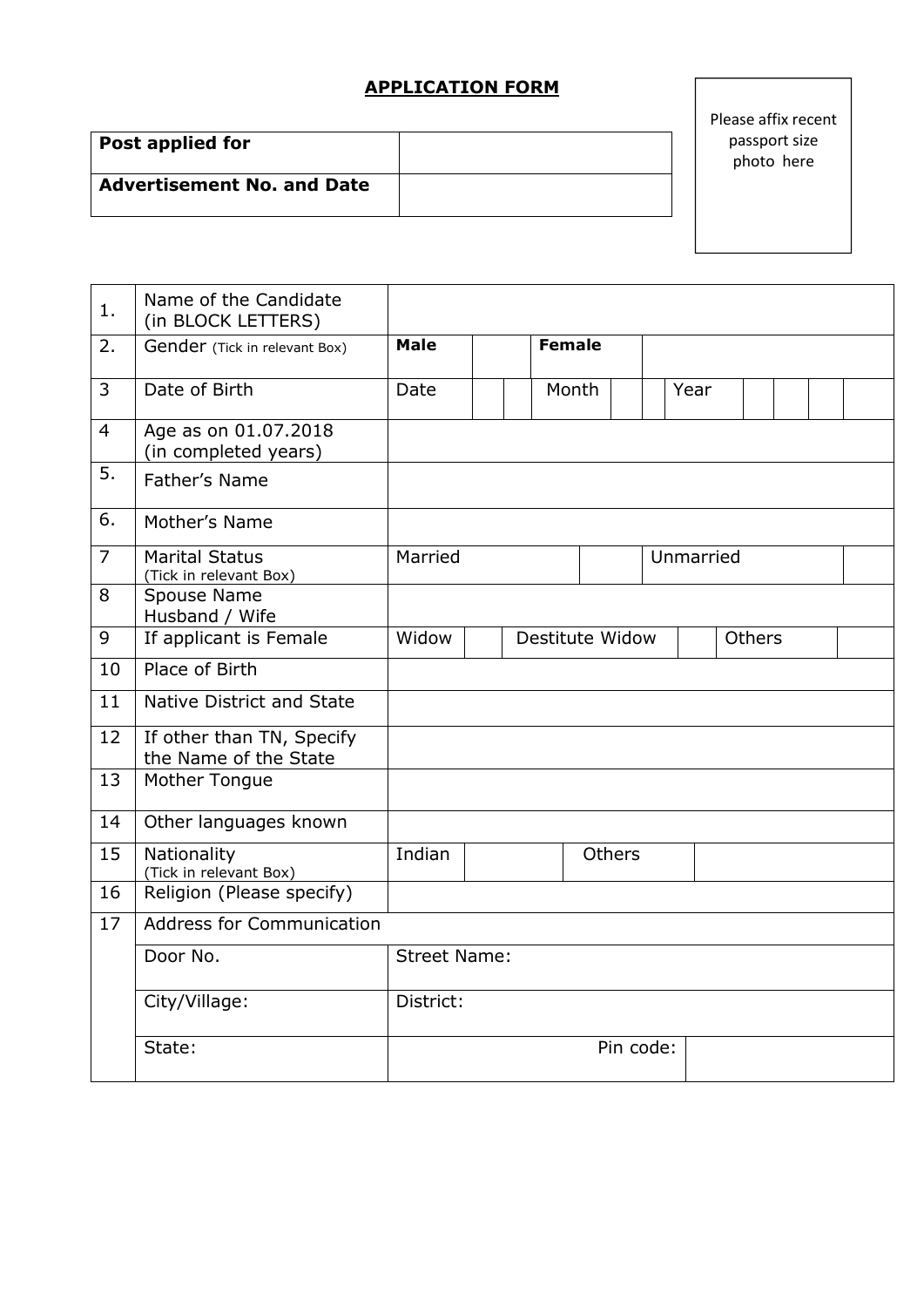## **APPLICATION FORM**

| **Post applied for** | |
|---|---|
| **Advertisement No. and Date** | |

Please affix recent passport size photo here

| | | | | | | | | |
|---|---|---|---|---|---|---|---|---|
| 1. | Name of the Candidate (in BLOCK LETTERS) | | | | | | | |
| 2. | Gender (Tick in relevant Box) | **Male** | | **Female** | | | | |
| 3 | Date of Birth | Date | | Month | | Year | | |
| 4 | Age as on 01.07.2018 (in completed years) | | | | | | | |
| 5. | Father's Name | | | | | | | |
| 6. | Mother's Name | | | | | | | |
| 7 | Marital Status (Tick in relevant Box) | Married | | Unmarried | | | | |
| 8 | Spouse Name Husband / Wife | | | | | | | |
| 9 | If applicant is Female | Widow | | Destitute Widow | | Others | | |
| 10 | Place of Birth | | | | | | | |
| 11 | Native District and State | | | | | | | |
| 12 | If other than TN, Specify the Name of the State | | | | | | | |
| 13 | Mother Tongue | | | | | | | |
| 14 | Other languages known | | | | | | | |
| 15 | Nationality (Tick in relevant Box) | Indian | | Others | | | | |
| 16 | Religion (Please specify) | | | | | | | |
| 17 | Address for Communication | | | | | | | |
| | Door No. | Street Name: | | | | | | |
| | City/Village: | District: | | | | | | |
| | State: | Pin code: | | | | | | |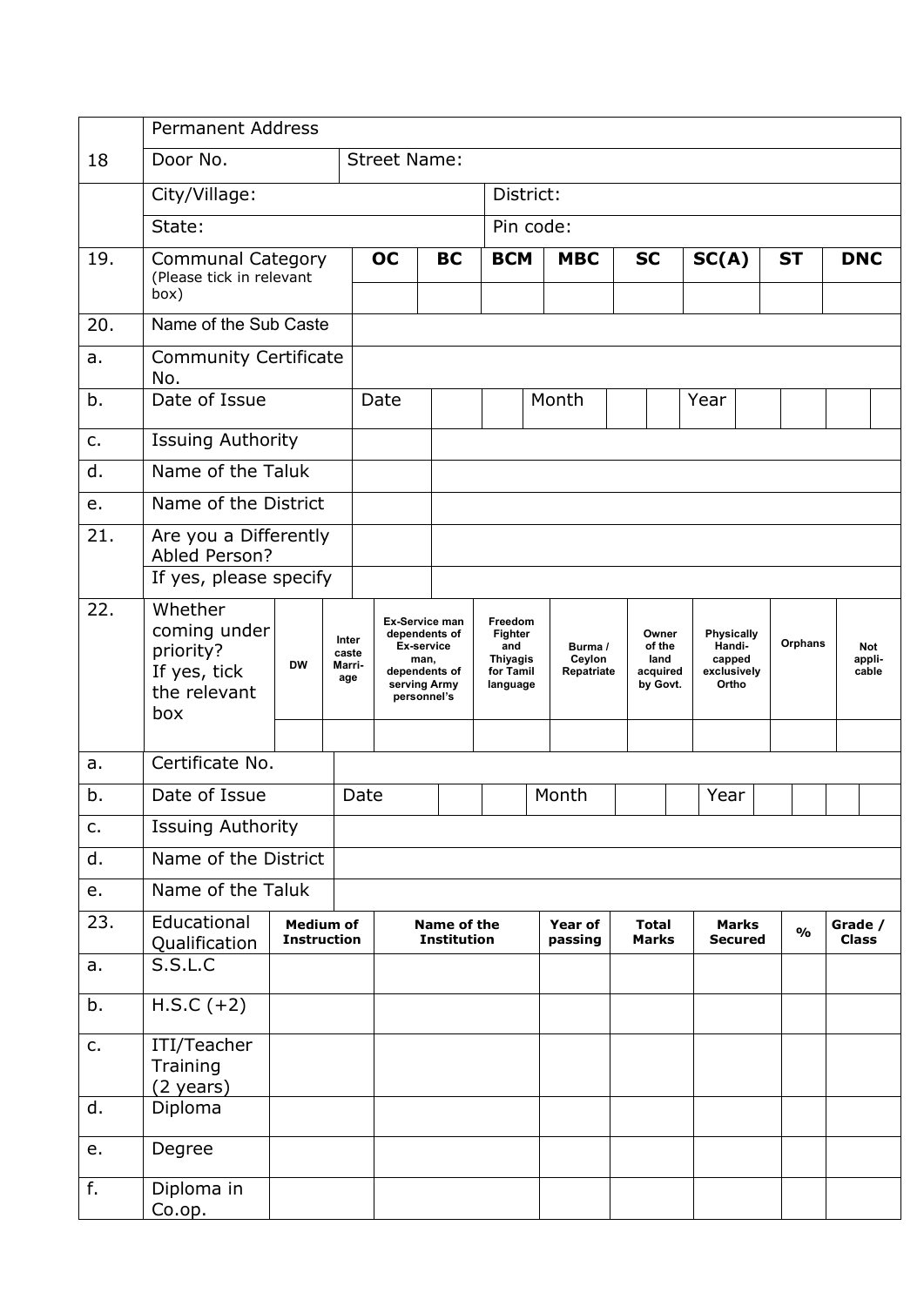| | | | | | | | | | |
|---|---|---|---|---|---|---|---|---|---|
| 18 | Permanent Address | | | | | | | | |
| | Door No. | Street Name: | | | | | | | |
| | City/Village: | | | District: | | | | | |
| | State: | | | Pin code: | | | | | |
| 19. | Communal Category (Please tick in relevant box) | OC | BC | BCM | MBC | SC | SC(A) | ST | DNC |
| | | | | | | | | | |
| 20. | Name of the Sub Caste | | | | | | | | |
| a. | Community Certificate No. | | | | | | | | |
| b. | Date of Issue | Date | | | Month | | Year | | |
| c. | Issuing Authority | | | | | | | | |
| d. | Name of the Taluk | | | | | | | | |
| e. | Name of the District | | | | | | | | |
| 21. | Are you a Differently Abled Person? | | | | | | | | |
| | If yes, please specify | | | | | | | | |

| | | | | | | | | | | |
|---|---|---|---|---|---|---|---|---|---|---|
| 22. | Whether coming under priority? If yes, tick the relevant box | DW | Inter caste Marri-age | Ex-Service man dependents of Ex-service man, dependents of serving Army personnel's | Freedom Fighter and Thiyagis for Tamil language | Burma / Ceylon Repatriate | Owner of the land acquired by Govt. | Physically Handi-capped exclusively Ortho | Orphans | Not appli-cable |
| | | | | | | | | | | |
| a. | Certificate No. | | | | | | | | | |
| b. | Date of Issue | Date | | | Month | | Year | | | |
| c. | Issuing Authority | | | | | | | | | |
| d. | Name of the District | | | | | | | | | |
| e. | Name of the Taluk | | | | | | | | | |

| 23. | Educational Qualification | Medium of Instruction | Name of the Institution | Year of passing | Total Marks | Marks Secured | % | Grade / Class |
|---|---|---|---|---|---|---|---|---|
| a. | S.S.L.C | | | | | | | |
| b. | H.S.C (+2) | | | | | | | |
| c. | ITI/Teacher Training (2 years) | | | | | | | |
| d. | Diploma | | | | | | | |
| e. | Degree | | | | | | | |
| f. | Diploma in Co.op. | | | | | | | |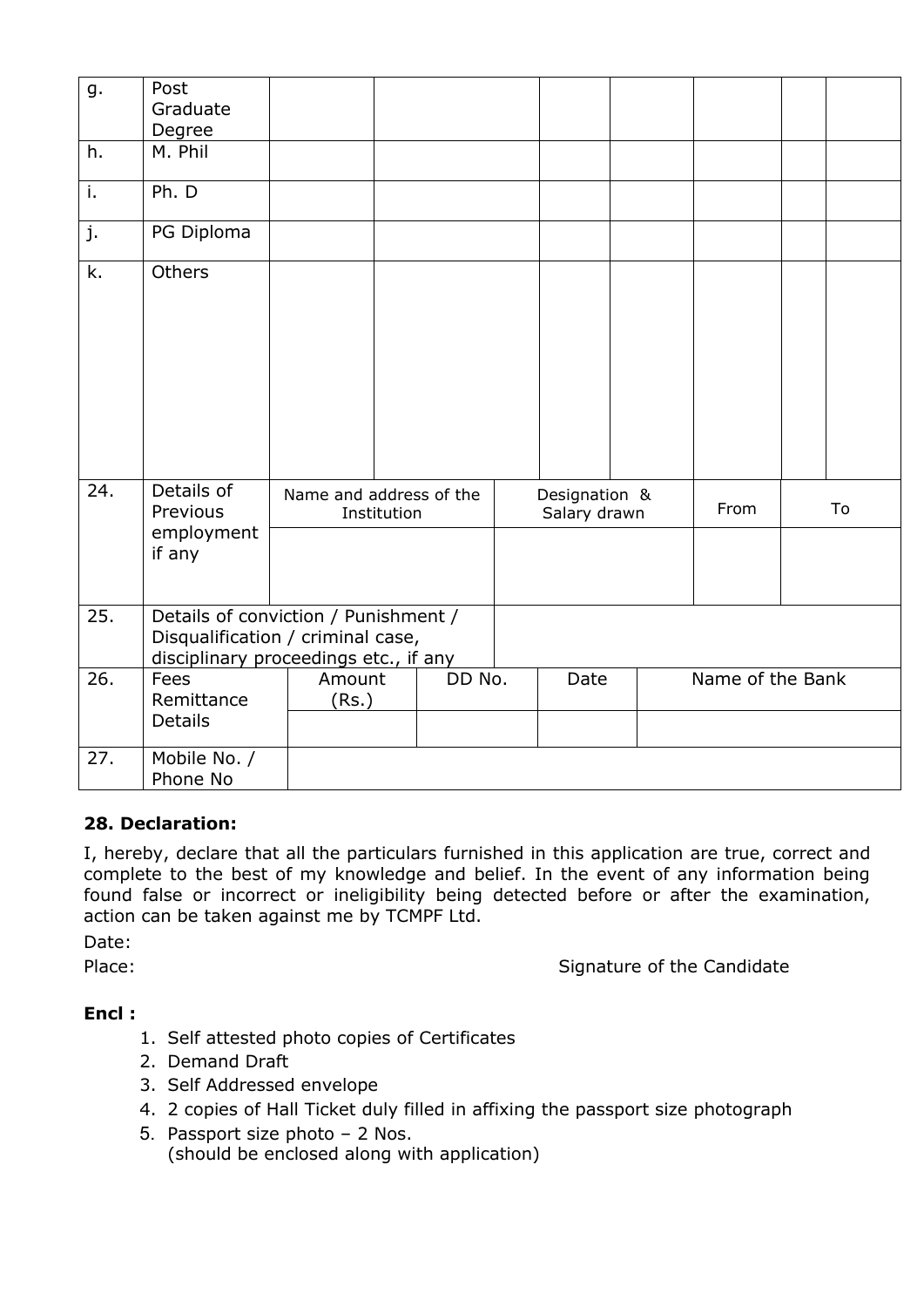| | | | | | | | | |
|---|---|---|---|---|---|---|---|---|
| g. | Post Graduate Degree | | | | | | | |
| h. | M. Phil | | | | | | | |
| i. | Ph. D | | | | | | | |
| j. | PG Diploma | | | | | | | |
| k. | Others | | | | | | | |

| | | | | | |
|---|---|---|---|---|---|
| 24. | Details of Previous employment if any | Name and address of the Institution | Designation & Salary drawn | From | To |
| | | | | | |
| 25. | Details of conviction / Punishment / Disqualification / criminal case, disciplinary proceedings etc., if any | | | | |

| | | | | | |
|---|---|---|---|---|---|
| 26. | Fees Remittance Details | Amount (Rs.) | DD No. | Date | Name of the Bank |
| | | | | | |
| 27. | Mobile No. / Phone No | | | | |

**28. Declaration:**

I, hereby, declare that all the particulars furnished in this application are true, correct and complete to the best of my knowledge and belief. In the event of any information being found false or incorrect or ineligibility being detected before or after the examination, action can be taken against me by TCMPF Ltd.

Date:

Place: Signature of the Candidate

**Encl :**

1. Self attested photo copies of Certificates
2. Demand Draft
3. Self Addressed envelope
4. 2 copies of Hall Ticket duly filled in affixing the passport size photograph
5. Passport size photo – 2 Nos.
   (should be enclosed along with application)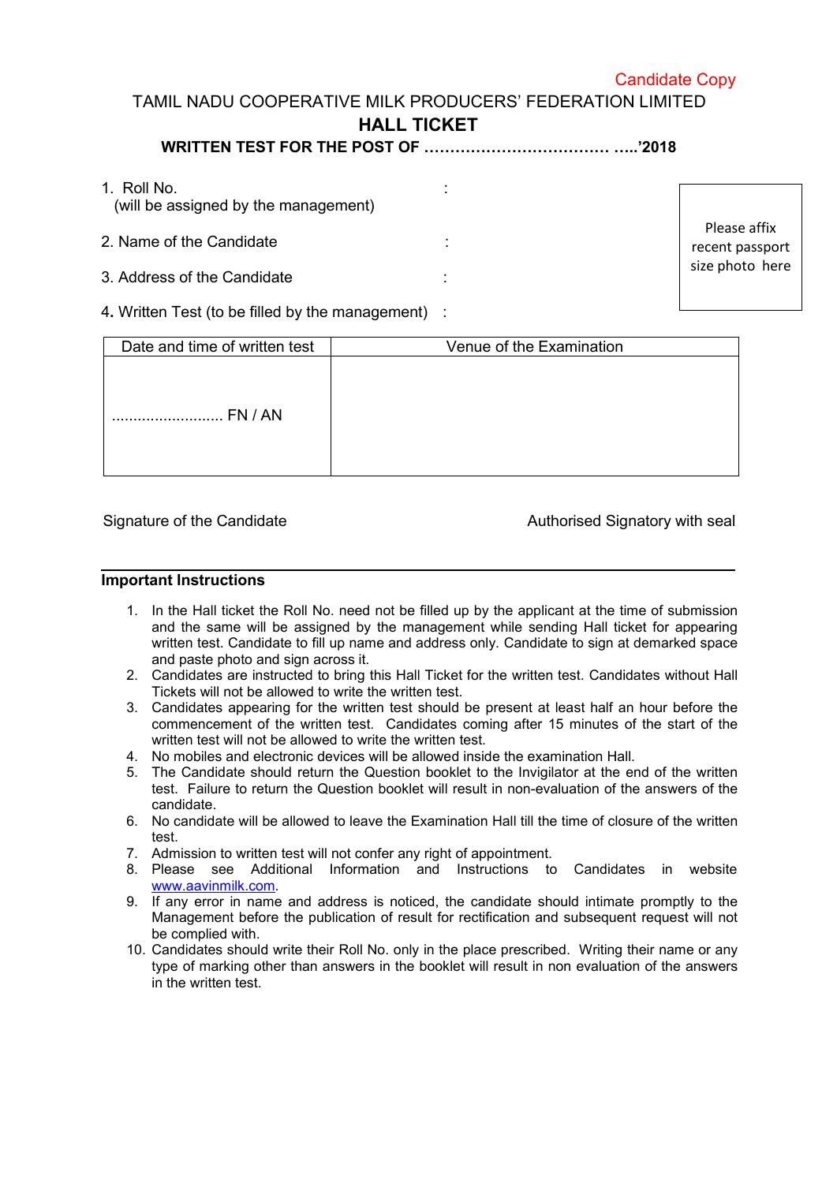Candidate Copy

TAMIL NADU COOPERATIVE MILK PRODUCERS' FEDERATION LIMITED

# HALL TICKET

**WRITTEN TEST FOR THE POST OF ……………………………… …..'2018**

1. Roll No. :
   (will be assigned by the management)
2. Name of the Candidate :
3. Address of the Candidate :
4. Written Test (to be filled by the management) :

Please affix recent passport size photo here

| Date and time of written test | Venue of the Examination |
|---|---|
| ……………………. FN / AN | |

Signature of the Candidate

Authorised Signatory with seal

**Important Instructions**

1. In the Hall ticket the Roll No. need not be filled up by the applicant at the time of submission and the same will be assigned by the management while sending Hall ticket for appearing written test. Candidate to fill up name and address only. Candidate to sign at demarked space and paste photo and sign across it.
2. Candidates are instructed to bring this Hall Ticket for the written test. Candidates without Hall Tickets will not be allowed to write the written test.
3. Candidates appearing for the written test should be present at least half an hour before the commencement of the written test. Candidates coming after 15 minutes of the start of the written test will not be allowed to write the written test.
4. No mobiles and electronic devices will be allowed inside the examination Hall.
5. The Candidate should return the Question booklet to the Invigilator at the end of the written test. Failure to return the Question booklet will result in non-evaluation of the answers of the candidate.
6. No candidate will be allowed to leave the Examination Hall till the time of closure of the written test.
7. Admission to written test will not confer any right of appointment.
8. Please see Additional Information and Instructions to Candidates in website www.aavinmilk.com.
9. If any error in name and address is noticed, the candidate should intimate promptly to the Management before the publication of result for rectification and subsequent request will not be complied with.
10. Candidates should write their Roll No. only in the place prescribed. Writing their name or any type of marking other than answers in the booklet will result in non evaluation of the answers in the written test.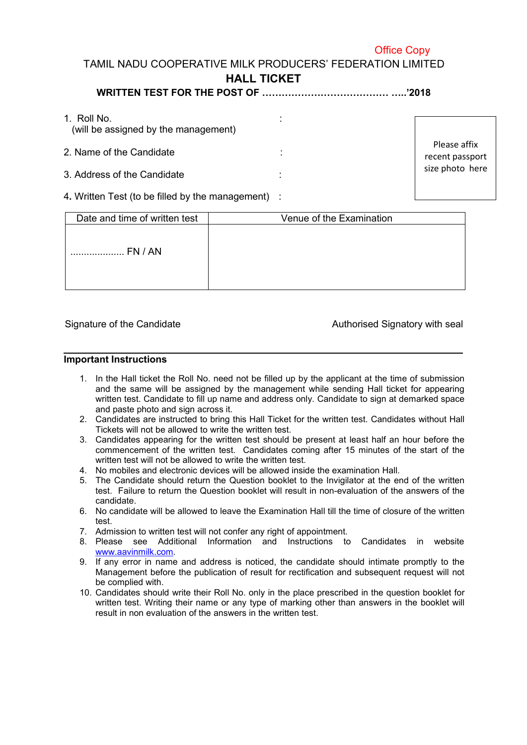Office Copy

TAMIL NADU COOPERATIVE MILK PRODUCERS' FEDERATION LIMITED

# HALL TICKET

**WRITTEN TEST FOR THE POST OF ………………………………… …..'2018**

1. Roll No. :
   (will be assigned by the management)
2. Name of the Candidate :
3. Address of the Candidate :
4. Written Test (to be filled by the management) :

Please affix recent passport size photo here

| Date and time of written test | Venue of the Examination |
|---|---|
| ……………….. FN / AN | |

Signature of the Candidate

Authorised Signatory with seal

---

**Important Instructions**

1. In the Hall ticket the Roll No. need not be filled up by the applicant at the time of submission and the same will be assigned by the management while sending Hall ticket for appearing written test. Candidate to fill up name and address only. Candidate to sign at demarked space and paste photo and sign across it.
2. Candidates are instructed to bring this Hall Ticket for the written test. Candidates without Hall Tickets will not be allowed to write the written test.
3. Candidates appearing for the written test should be present at least half an hour before the commencement of the written test. Candidates coming after 15 minutes of the start of the written test will not be allowed to write the written test.
4. No mobiles and electronic devices will be allowed inside the examination Hall.
5. The Candidate should return the Question booklet to the Invigilator at the end of the written test. Failure to return the Question booklet will result in non-evaluation of the answers of the candidate.
6. No candidate will be allowed to leave the Examination Hall till the time of closure of the written test.
7. Admission to written test will not confer any right of appointment.
8. Please see Additional Information and Instructions to Candidates in website www.aavinmilk.com.
9. If any error in name and address is noticed, the candidate should intimate promptly to the Management before the publication of result for rectification and subsequent request will not be complied with.
10. Candidates should write their Roll No. only in the place prescribed in the question booklet for written test. Writing their name or any type of marking other than answers in the booklet will result in non evaluation of the answers in the written test.